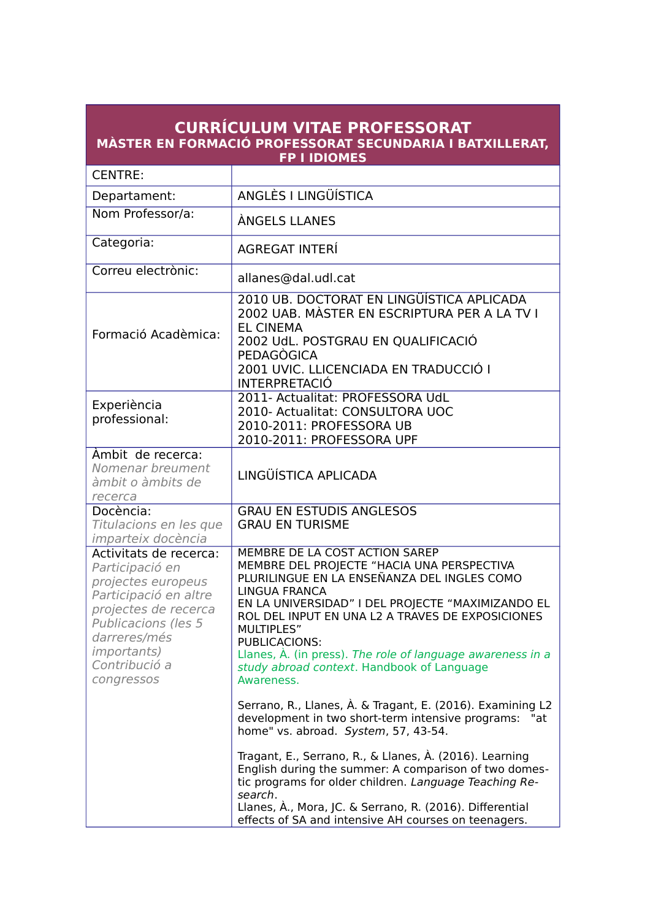# CURRÍCULUM VITAE PROFESSORAT

## MÀSTER EN FORMACIÓ PROFESSORAT SECUNDARIA I BATXILLERAT, FP I IDIOMES

| | |
|---|---|
| CENTRE: | |
| Departament: | ANGLÈS I LINGÜÍSTICA |
| Nom Professor/a: | ÀNGELS LLANES |
| Categoria: | AGREGAT INTERÍ |
| Correu electrònic: | allanes@dal.udl.cat |
| Formació Acadèmica: | 2010 UB. DOCTORAT EN LINGÜÍSTICA APLICADA<br>2002 UAB. MÀSTER EN ESCRIPTURA PER A LA TV I EL CINEMA<br>2002 UdL. POSTGRAU EN QUALIFICACIÓ PEDAGÒGICA<br>2001 UVIC. LLICENCIADA EN TRADUCCIÓ I INTERPRETACIÓ |
| Experiència professional: | 2011- Actualitat: PROFESSORA UdL<br>2010- Actualitat: CONSULTORA UOC<br>2010-2011: PROFESSORA UB<br>2010-2011: PROFESSORA UPF |
| Àmbit de recerca:<br>*Nomenar breument àmbit o àmbits de recerca* | LINGÜÍSTICA APLICADA |
| Docència:<br>*Titulacions en les que imparteix docència* | GRAU EN ESTUDIS ANGLESOS<br>GRAU EN TURISME |
| Activitats de recerca:<br>*Participació en projectes europeus*<br>*Participació en altre projectes de recerca*<br>*Publicacions (les 5 darreres/més importants)*<br>*Contribució a congressos* | MEMBRE DE LA COST ACTION SAREP<br>MEMBRE DEL PROJECTE "HACIA UNA PERSPECTIVA PLURILINGUE EN LA ENSEÑANZA DEL INGLES COMO LINGUA FRANCA EN LA UNIVERSIDAD" I DEL PROJECTE "MAXIMIZANDO EL ROL DEL INPUT EN UNA L2 A TRAVES DE EXPOSICIONES MULTIPLES"<br>PUBLICACIONS:<br>Llanes, À. (in press). *The role of language awareness in a study abroad context*. Handbook of Language Awareness.<br><br>Serrano, R., Llanes, À. & Tragant, E. (2016). Examining L2 development in two short-term intensive programs: "at home" vs. abroad. *System*, 57, 43-54.<br><br>Tragant, E., Serrano, R., & Llanes, À. (2016). Learning English during the summer: A comparison of two domestic programs for older children. *Language Teaching Research*.<br>Llanes, À., Mora, JC. & Serrano, R. (2016). Differential effects of SA and intensive AH courses on teenagers. |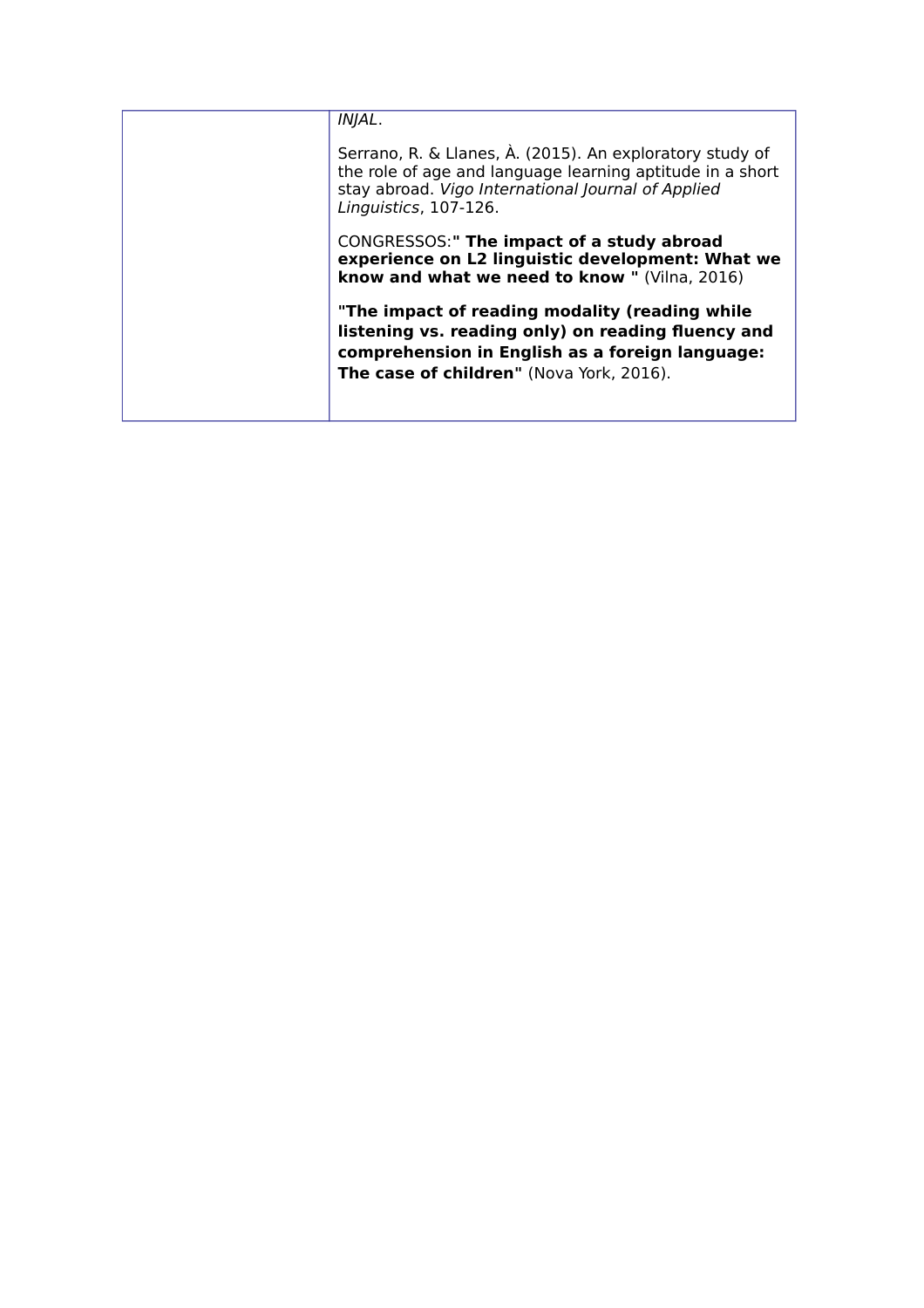| | |
|---|---|
| | *INJAL*.<br><br>Serrano, R. & Llanes, À. (2015). An exploratory study of the role of age and language learning aptitude in a short stay abroad. *Vigo International Journal of Applied Linguistics*, 107-126.<br><br>CONGRESSOS:**" The impact of a study abroad experience on L2 linguistic development: What we know and what we need to know "** (Vilna, 2016)<br><br>**"The impact of reading modality (reading while listening vs. reading only) on reading fluency and comprehension in English as a foreign language: The case of children"** (Nova York, 2016). |